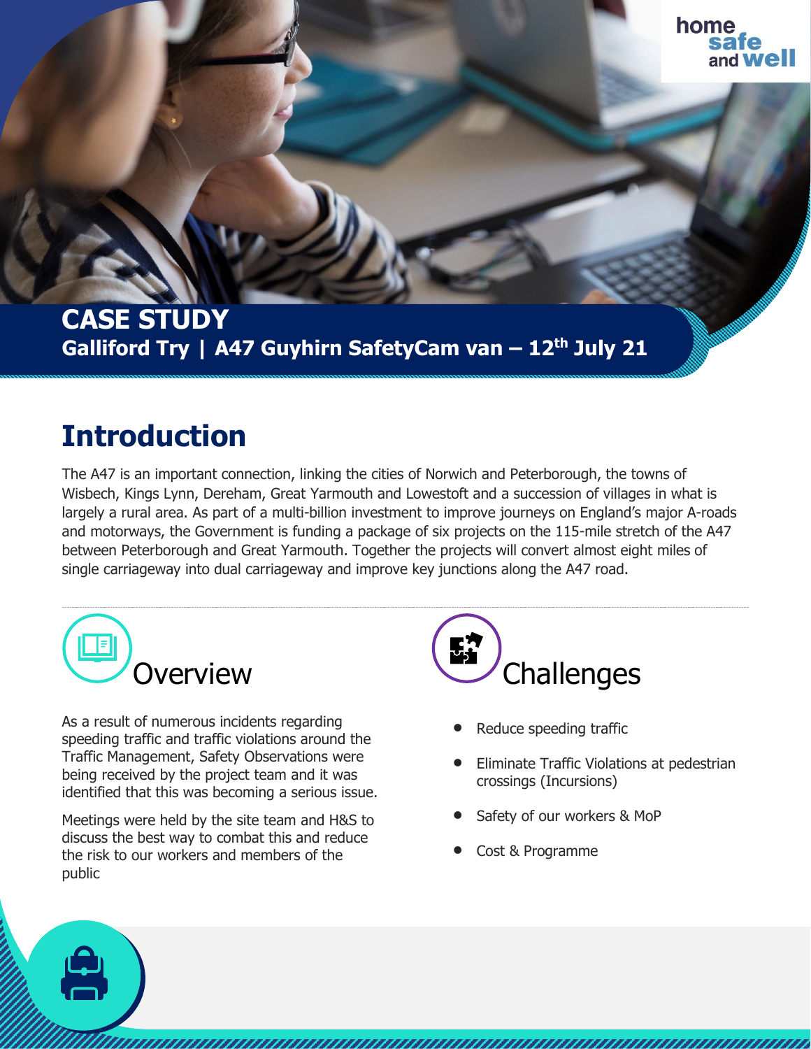# CASE STUDY

**Galliford Try | A47 Guyhirn SafetyCam van – 12th July 21**

## Introduction

The A47 is an important connection, linking the cities of Norwich and Peterborough, the towns of Wisbech, Kings Lynn, Dereham, Great Yarmouth and Lowestoft and a succession of villages in what is largely a rural area. As part of a multi-billion investment to improve journeys on England's major A-roads and motorways, the Government is funding a package of six projects on the 115-mile stretch of the A47 between Peterborough and Great Yarmouth. Together the projects will convert almost eight miles of single carriageway into dual carriageway and improve key junctions along the A47 road.

## Overview

As a result of numerous incidents regarding speeding traffic and traffic violations around the Traffic Management, Safety Observations were being received by the project team and it was identified that this was becoming a serious issue.

Meetings were held by the site team and H&S to discuss the best way to combat this and reduce the risk to our workers and members of the public

## Challenges

- Reduce speeding traffic
- Eliminate Traffic Violations at pedestrian crossings (Incursions)
- Safety of our workers & MoP
- Cost & Programme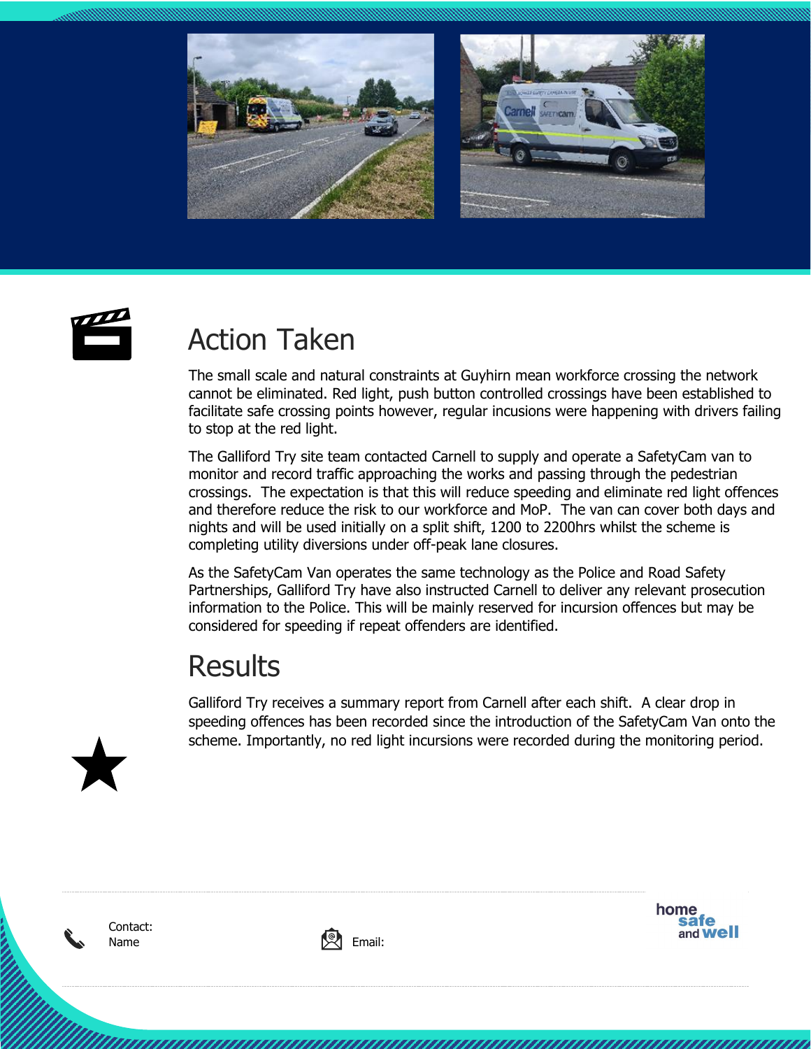## Action Taken

The small scale and natural constraints at Guyhirn mean workforce crossing the network cannot be eliminated. Red light, push button controlled crossings have been established to facilitate safe crossing points however, regular incusions were happening with drivers failing to stop at the red light.

The Galliford Try site team contacted Carnell to supply and operate a SafetyCam van to monitor and record traffic approaching the works and passing through the pedestrian crossings. The expectation is that this will reduce speeding and eliminate red light offences and therefore reduce the risk to our workforce and MoP. The van can cover both days and nights and will be used initially on a split shift, 1200 to 2200hrs whilst the scheme is completing utility diversions under off-peak lane closures.

As the SafetyCam Van operates the same technology as the Police and Road Safety Partnerships, Galliford Try have also instructed Carnell to deliver any relevant prosecution information to the Police. This will be mainly reserved for incursion offences but may be considered for speeding if repeat offenders are identified.

## Results

Galliford Try receives a summary report from Carnell after each shift. A clear drop in speeding offences has been recorded since the introduction of the SafetyCam Van onto the scheme. Importantly, no red light incursions were recorded during the monitoring period.

Contact:
Name

Email:

home safe and well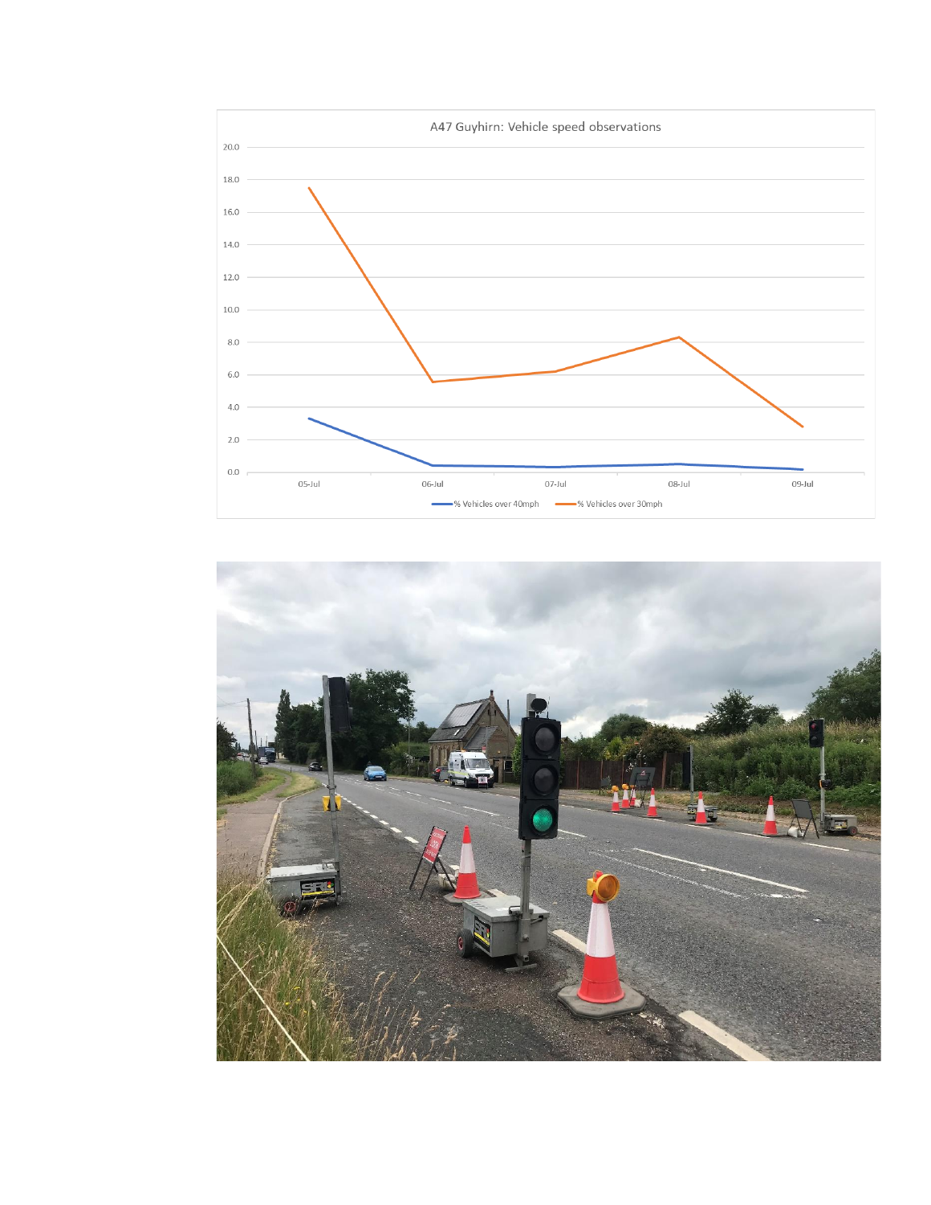A47 Guyhirn: Vehicle speed observations

20.0
18.0
16.0
14.0
12.0
10.0
8.0
6.0
4.0
2.0
0.0

05-Jul
06-Jul
07-Jul
08-Jul
09-Jul

% Vehicles over 40mph
% Vehicles over 30mph